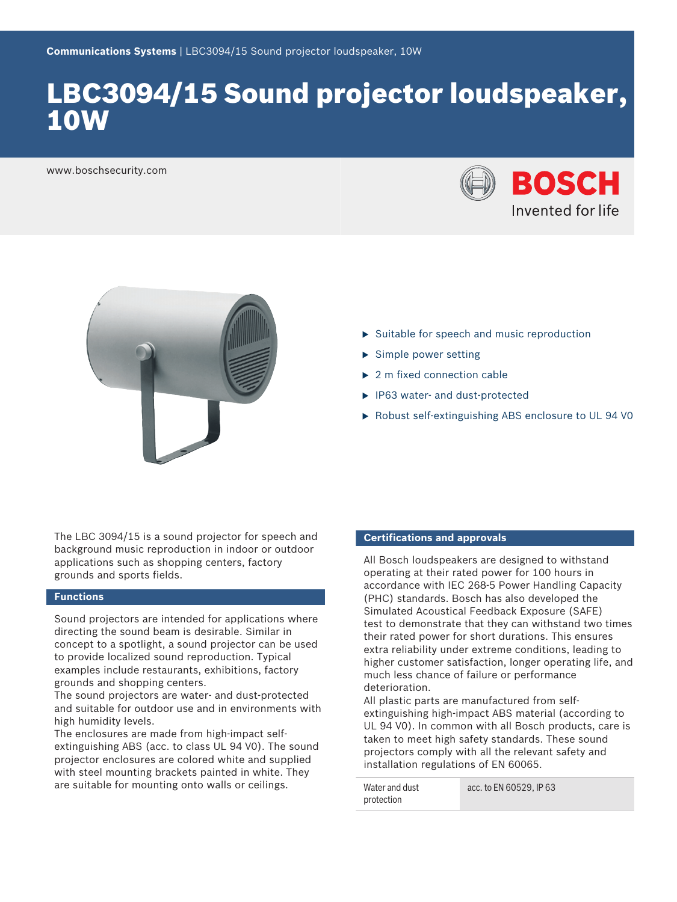**Communications Systems** | LBC3094/15 Sound projector loudspeaker, 10W

# LBC3094/15 Sound projector loudspeaker, 10W

www.boschsecurity.com

BOSCH
Invented for life

- Suitable for speech and music reproduction
- Simple power setting
- 2 m fixed connection cable
- IP63 water- and dust-protected
- Robust self-extinguishing ABS enclosure to UL 94 V0

The LBC 3094/15 is a sound projector for speech and background music reproduction in indoor or outdoor applications such as shopping centers, factory grounds and sports fields.

## Functions

Sound projectors are intended for applications where directing the sound beam is desirable. Similar in concept to a spotlight, a sound projector can be used to provide localized sound reproduction. Typical examples include restaurants, exhibitions, factory grounds and shopping centers.
The sound projectors are water- and dust-protected and suitable for outdoor use and in environments with high humidity levels.
The enclosures are made from high-impact self-extinguishing ABS (acc. to class UL 94 V0). The sound projector enclosures are colored white and supplied with steel mounting brackets painted in white. They are suitable for mounting onto walls or ceilings.

## Certifications and approvals

All Bosch loudspeakers are designed to withstand operating at their rated power for 100 hours in accordance with IEC 268-5 Power Handling Capacity (PHC) standards. Bosch has also developed the Simulated Acoustical Feedback Exposure (SAFE) test to demonstrate that they can withstand two times their rated power for short durations. This ensures extra reliability under extreme conditions, leading to higher customer satisfaction, longer operating life, and much less chance of failure or performance deterioration.
All plastic parts are manufactured from self-extinguishing high-impact ABS material (according to UL 94 V0). In common with all Bosch products, care is taken to meet high safety standards. These sound projectors comply with all the relevant safety and installation regulations of EN 60065.

| | |
|---|---|
| Water and dust protection | acc. to EN 60529, IP 63 |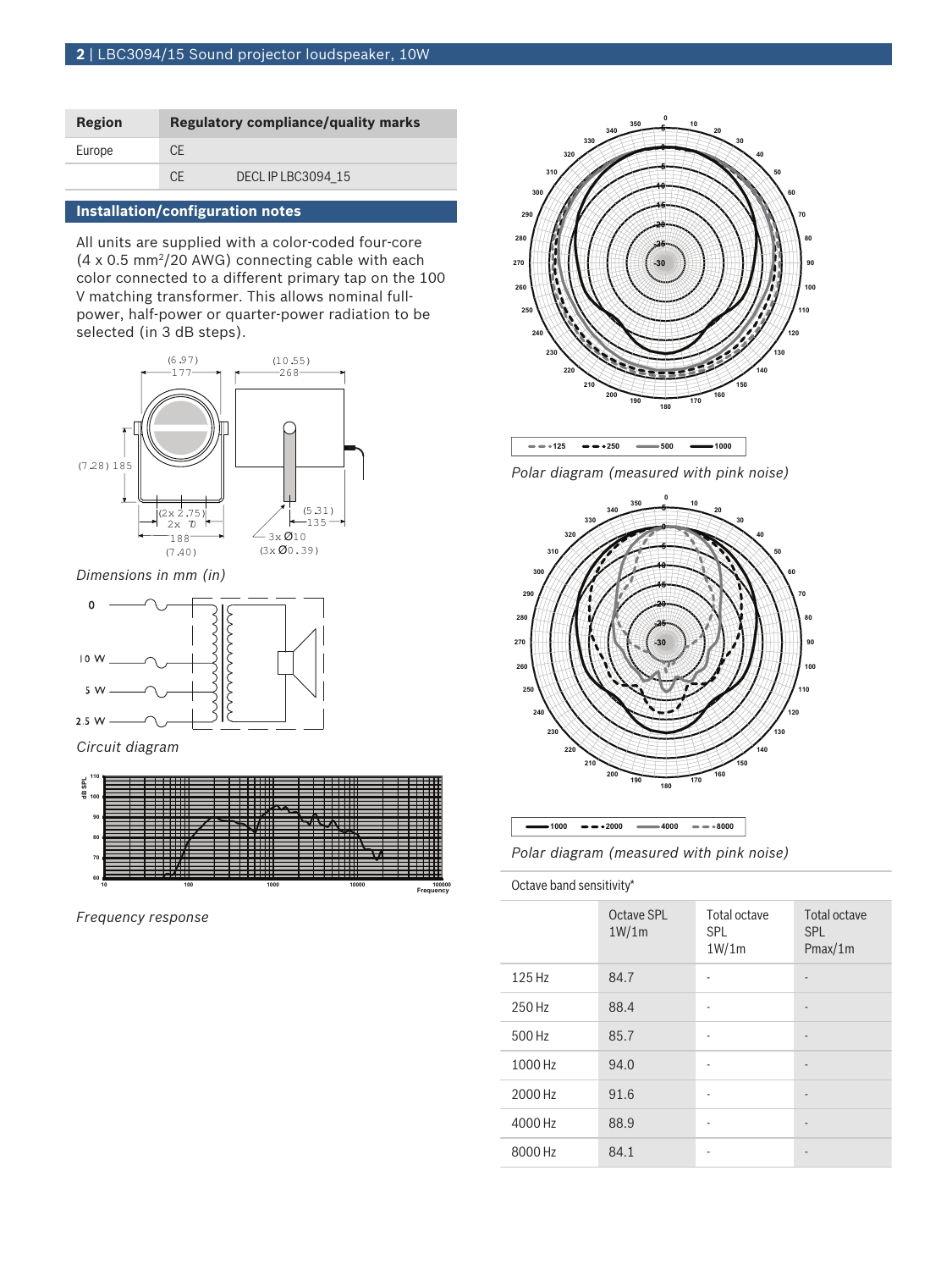| Region | Regulatory compliance/quality marks | |
|---|---|---|
| Europe | CE | |
| | CE | DECL IP LBC3094_15 |

## Installation/configuration notes

All units are supplied with a color-coded four-core (4 x 0.5 mm²/20 AWG) connecting cable with each color connected to a different primary tap on the 100 V matching transformer. This allows nominal full-power, half-power or quarter-power radiation to be selected (in 3 dB steps).

*Dimensions in mm (in)*

*Circuit diagram*

*Frequency response*

*Polar diagram (measured with pink noise)*

*Polar diagram (measured with pink noise)*

Octave band sensitivity*

| | Octave SPL 1W/1m | Total octave SPL 1W/1m | Total octave SPL Pmax/1m |
|---|---|---|---|
| 125 Hz | 84.7 | - | - |
| 250 Hz | 88.4 | - | - |
| 500 Hz | 85.7 | - | - |
| 1000 Hz | 94.0 | - | - |
| 2000 Hz | 91.6 | - | - |
| 4000 Hz | 88.9 | - | - |
| 8000 Hz | 84.1 | - | - |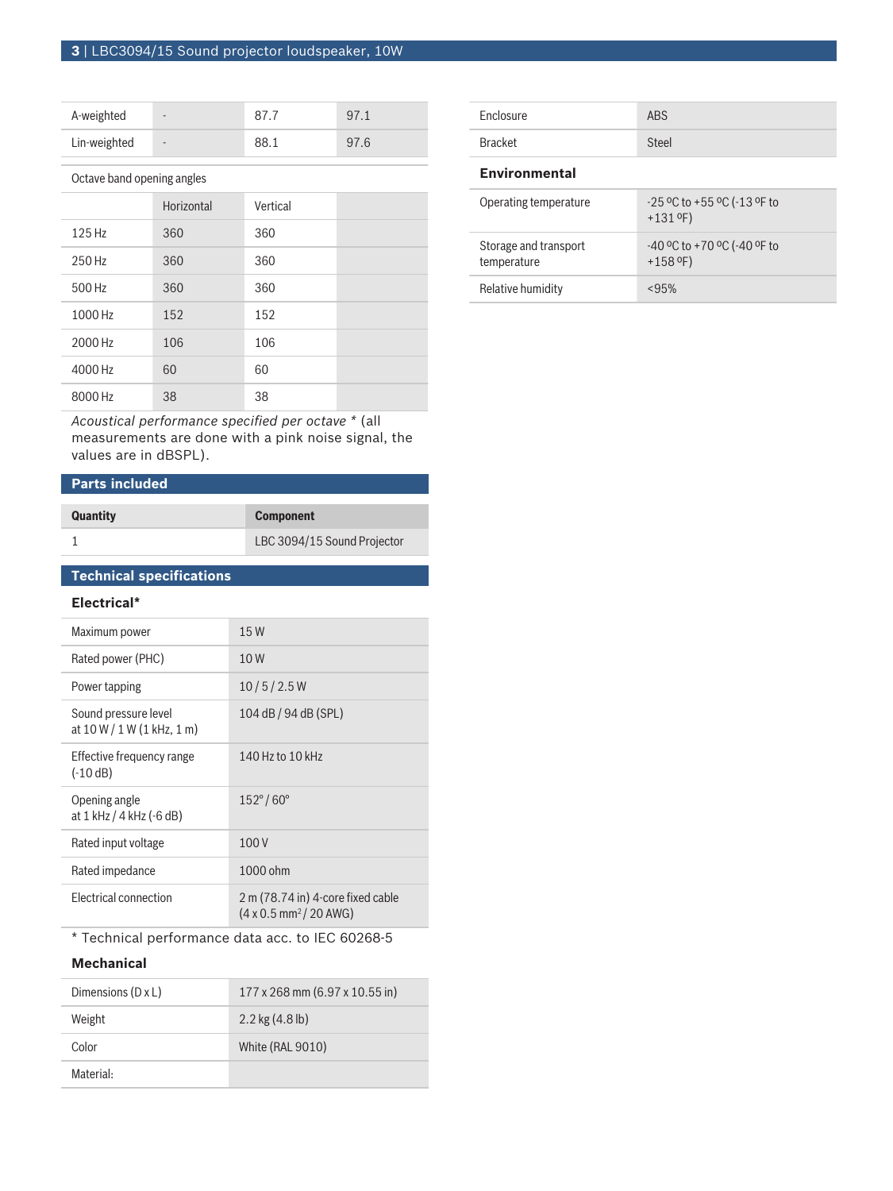| | | | |
|---|---|---|---|
| A-weighted | - | 87.7 | 97.1 |
| Lin-weighted | - | 88.1 | 97.6 |

Octave band opening angles

| | Horizontal | Vertical | |
|---|---|---|---|
| 125 Hz | 360 | 360 | |
| 250 Hz | 360 | 360 | |
| 500 Hz | 360 | 360 | |
| 1000 Hz | 152 | 152 | |
| 2000 Hz | 106 | 106 | |
| 4000 Hz | 60 | 60 | |
| 8000 Hz | 38 | 38 | |

*Acoustical performance specified per octave* * (all measurements are done with a pink noise signal, the values are in dBSPL).

## Parts included

| Quantity | Component |
|---|---|
| 1 | LBC 3094/15 Sound Projector |

## Technical specifications

### Electrical*

| | |
|---|---|
| Maximum power | 15 W |
| Rated power (PHC) | 10 W |
| Power tapping | 10 / 5 / 2.5 W |
| Sound pressure level at 10 W / 1 W (1 kHz, 1 m) | 104 dB / 94 dB (SPL) |
| Effective frequency range (-10 dB) | 140 Hz to 10 kHz |
| Opening angle at 1 kHz / 4 kHz (-6 dB) | 152° / 60° |
| Rated input voltage | 100 V |
| Rated impedance | 1000 ohm |
| Electrical connection | 2 m (78.74 in) 4-core fixed cable (4 x 0.5 mm² / 20 AWG) |

* Technical performance data acc. to IEC 60268-5

### Mechanical

| | |
|---|---|
| Dimensions (D x L) | 177 x 268 mm (6.97 x 10.55 in) |
| Weight | 2.2 kg (4.8 lb) |
| Color | White (RAL 9010) |
| Material: | |
| Enclosure | ABS |
| Bracket | Steel |

### Environmental

| | |
|---|---|
| Operating temperature | -25 ºC to +55 ºC (-13 ºF to +131 ºF) |
| Storage and transport temperature | -40 ºC to +70 ºC (-40 ºF to +158 ºF) |
| Relative humidity | <95% |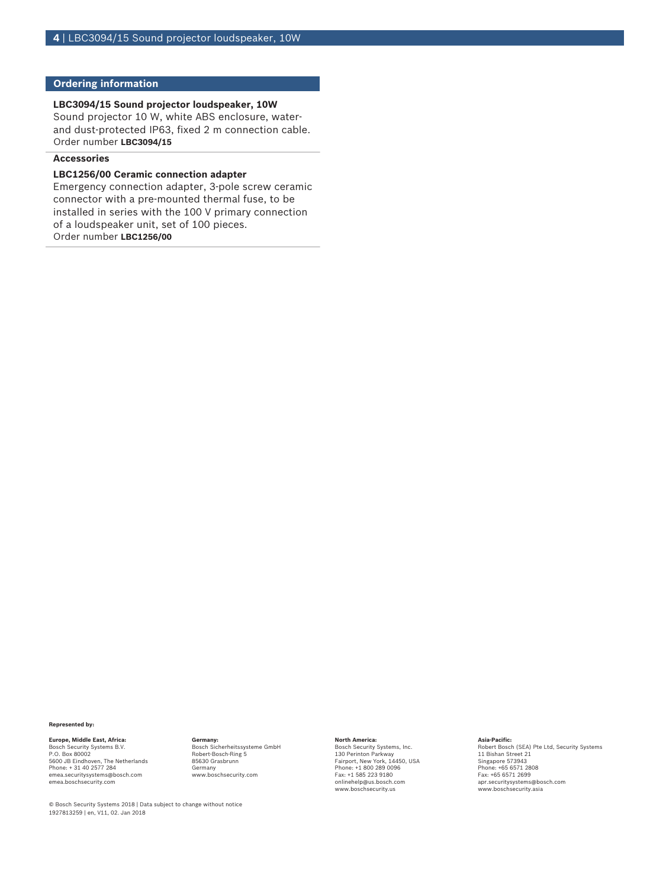## Ordering information

**LBC3094/15 Sound projector loudspeaker, 10W**
Sound projector 10 W, white ABS enclosure, water- and dust-protected IP63, fixed 2 m connection cable.
Order number **LBC3094/15**

### Accessories

**LBC1256/00 Ceramic connection adapter**
Emergency connection adapter, 3-pole screw ceramic connector with a pre-mounted thermal fuse, to be installed in series with the 100 V primary connection of a loudspeaker unit, set of 100 pieces.
Order number **LBC1256/00**

**Represented by:**

**Europe, Middle East, Africa:**
Bosch Security Systems B.V.
P.O. Box 80002
5600 JB Eindhoven, The Netherlands
Phone: + 31 40 2577 284
emea.securitysystems@bosch.com
emea.boschsecurity.com

**Germany:**
Bosch Sicherheitssysteme GmbH
Robert-Bosch-Ring 5
85630 Grasbrunn
Germany
www.boschsecurity.com

**North America:**
Bosch Security Systems, Inc.
130 Perinton Parkway
Fairport, New York, 14450, USA
Phone: +1 800 289 0096
Fax: +1 585 223 9180
onlinehelp@us.bosch.com
www.boschsecurity.us

**Asia-Pacific:**
Robert Bosch (SEA) Pte Ltd, Security Systems
11 Bishan Street 21
Singapore 573943
Phone: +65 6571 2808
Fax: +65 6571 2699
apr.securitysystems@bosch.com
www.boschsecurity.asia

© Bosch Security Systems 2018 | Data subject to change without notice
1927813259 | en, V11, 02. Jan 2018